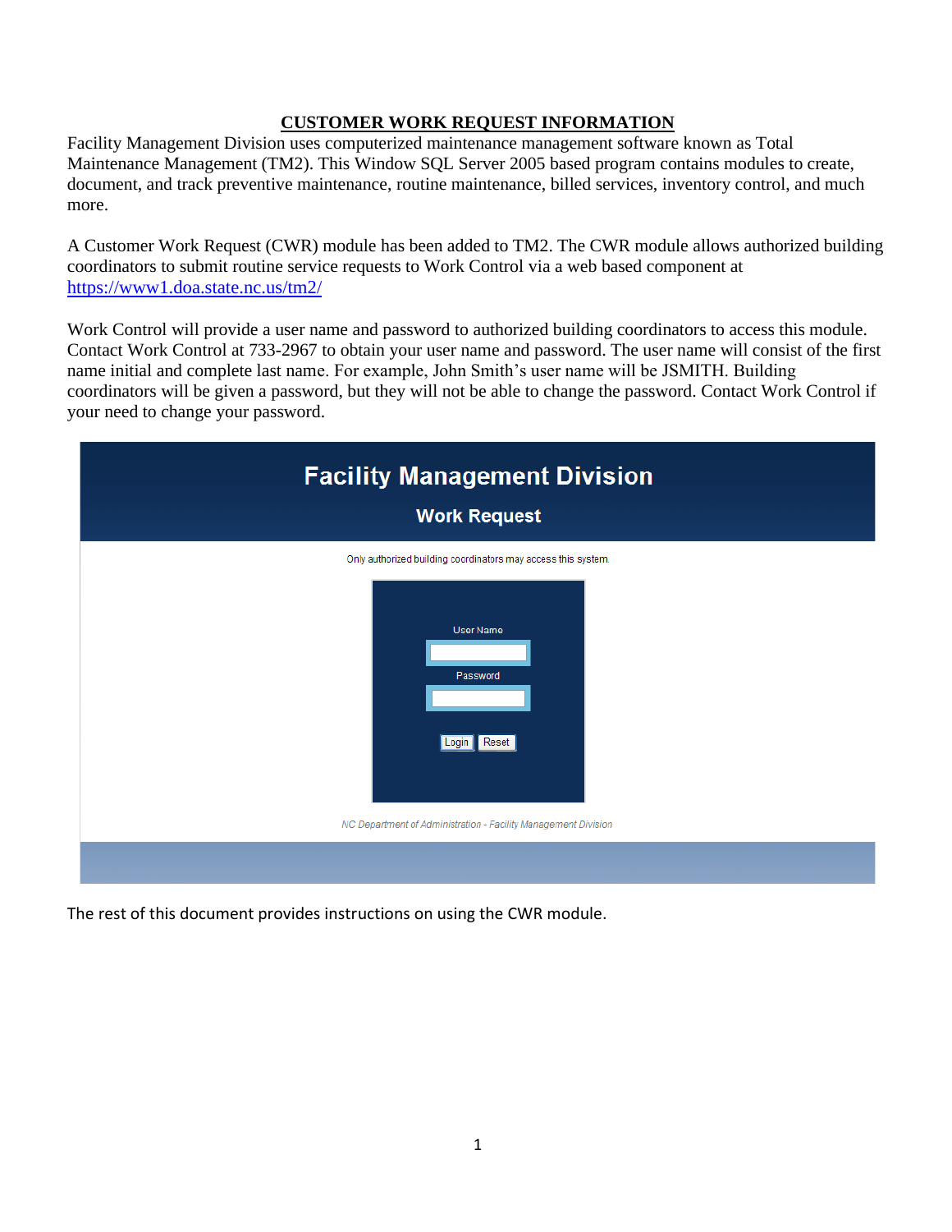## CUSTOMER WORK REQUEST INFORMATION

Facility Management Division uses computerized maintenance management software known as Total Maintenance Management (TM2). This Window SQL Server 2005 based program contains modules to create, document, and track preventive maintenance, routine maintenance, billed services, inventory control, and much more.

A Customer Work Request (CWR) module has been added to TM2. The CWR module allows authorized building coordinators to submit routine service requests to Work Control via a web based component at https://www1.doa.state.nc.us/tm2/

Work Control will provide a user name and password to authorized building coordinators to access this module. Contact Work Control at 733-2967 to obtain your user name and password. The user name will consist of the first name initial and complete last name. For example, John Smith's user name will be JSMITH. Building coordinators will be given a password, but they will not be able to change the password. Contact Work Control if your need to change your password.

**Facility Management Division**

**Work Request**

Only authorized building coordinators may access this system.

User Name

Password

Login Reset

*NC Department of Administration - Facility Management Division*

The rest of this document provides instructions on using the CWR module.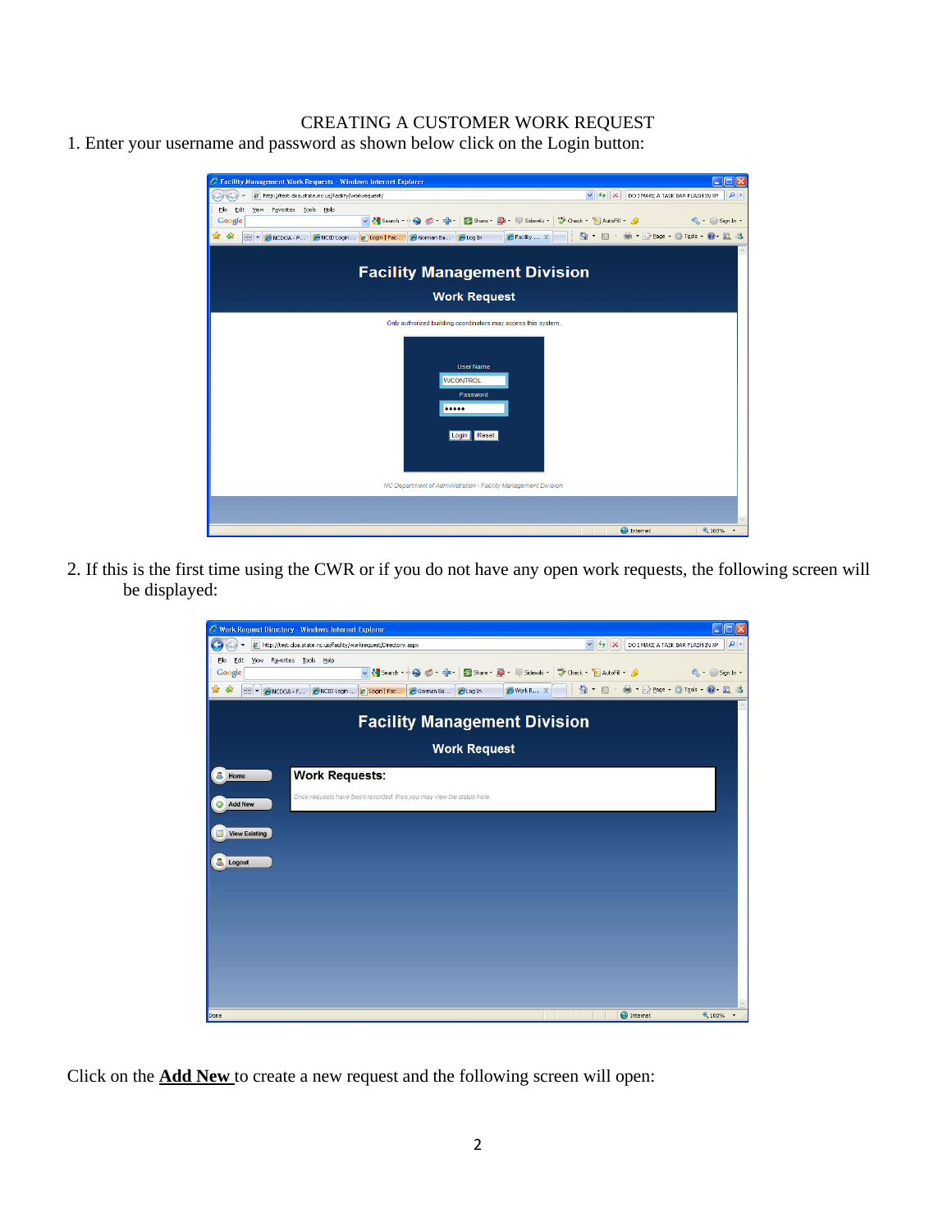CREATING A CUSTOMER WORK REQUEST

1. Enter your username and password as shown below click on the Login button:

2. If this is the first time using the CWR or if you do not have any open work requests, the following screen will be displayed:

Click on the **<u>Add New</u>** to create a new request and the following screen will open: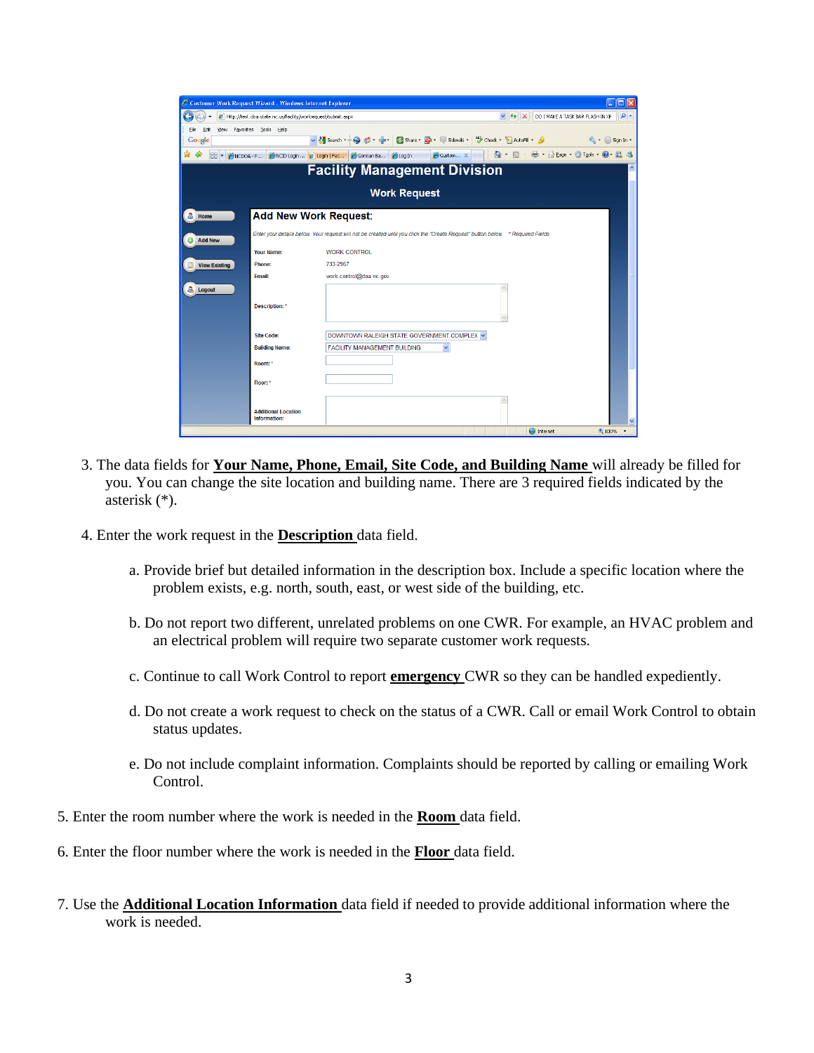3. The data fields for **Your Name, Phone, Email, Site Code, and Building Name** will already be filled for you. You can change the site location and building name. There are 3 required fields indicated by the asterisk (*).

4. Enter the work request in the **Description** data field.

   a. Provide brief but detailed information in the description box. Include a specific location where the problem exists, e.g. north, south, east, or west side of the building, etc.

   b. Do not report two different, unrelated problems on one CWR. For example, an HVAC problem and an electrical problem will require two separate customer work requests.

   c. Continue to call Work Control to report **emergency** CWR so they can be handled expediently.

   d. Do not create a work request to check on the status of a CWR. Call or email Work Control to obtain status updates.

   e. Do not include complaint information. Complaints should be reported by calling or emailing Work Control.

5. Enter the room number where the work is needed in the **Room** data field.

6. Enter the floor number where the work is needed in the **Floor** data field.

7. Use the **Additional Location Information** data field if needed to provide additional information where the work is needed.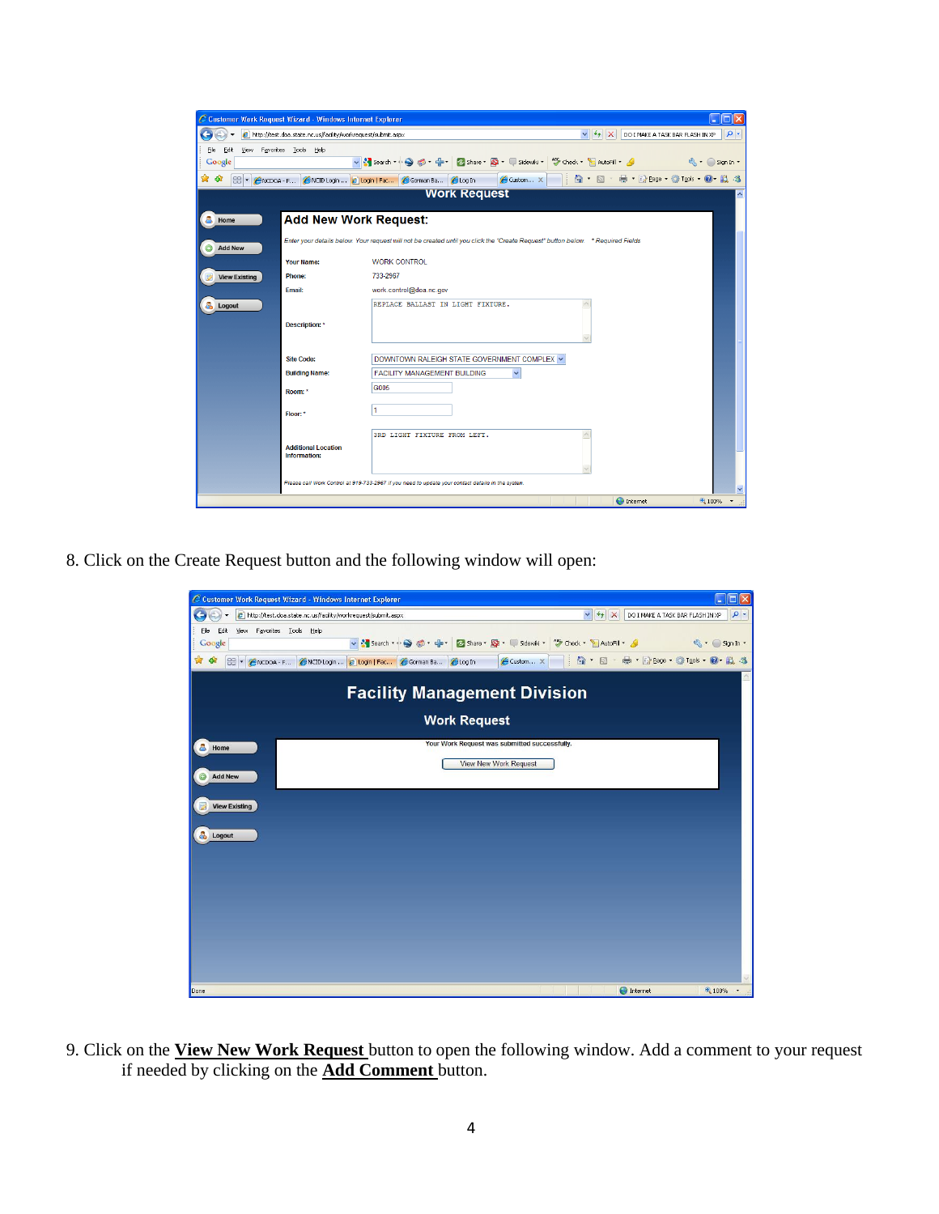8. Click on the Create Request button and the following window will open:

9. Click on the **View New Work Request** button to open the following window. Add a comment to your request if needed by clicking on the **Add Comment** button.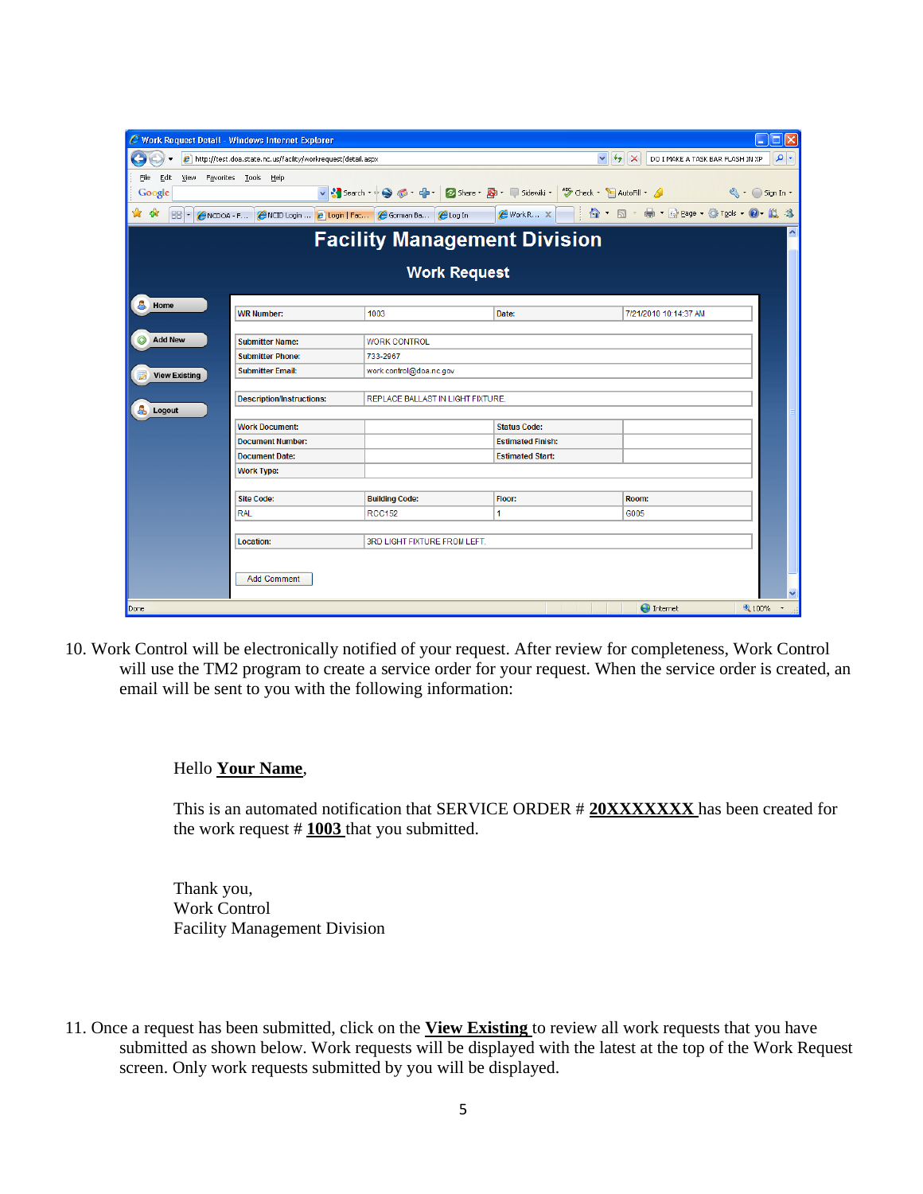10. Work Control will be electronically notified of your request. After review for completeness, Work Control will use the TM2 program to create a service order for your request. When the service order is created, an email will be sent to you with the following information:

> Hello **Your Name**,
>
> This is an automated notification that SERVICE ORDER # **20XXXXXXX** has been created for the work request # **1003** that you submitted.
>
> Thank you,
> Work Control
> Facility Management Division

11. Once a request has been submitted, click on the **View Existing** to review all work requests that you have submitted as shown below. Work requests will be displayed with the latest at the top of the Work Request screen. Only work requests submitted by you will be displayed.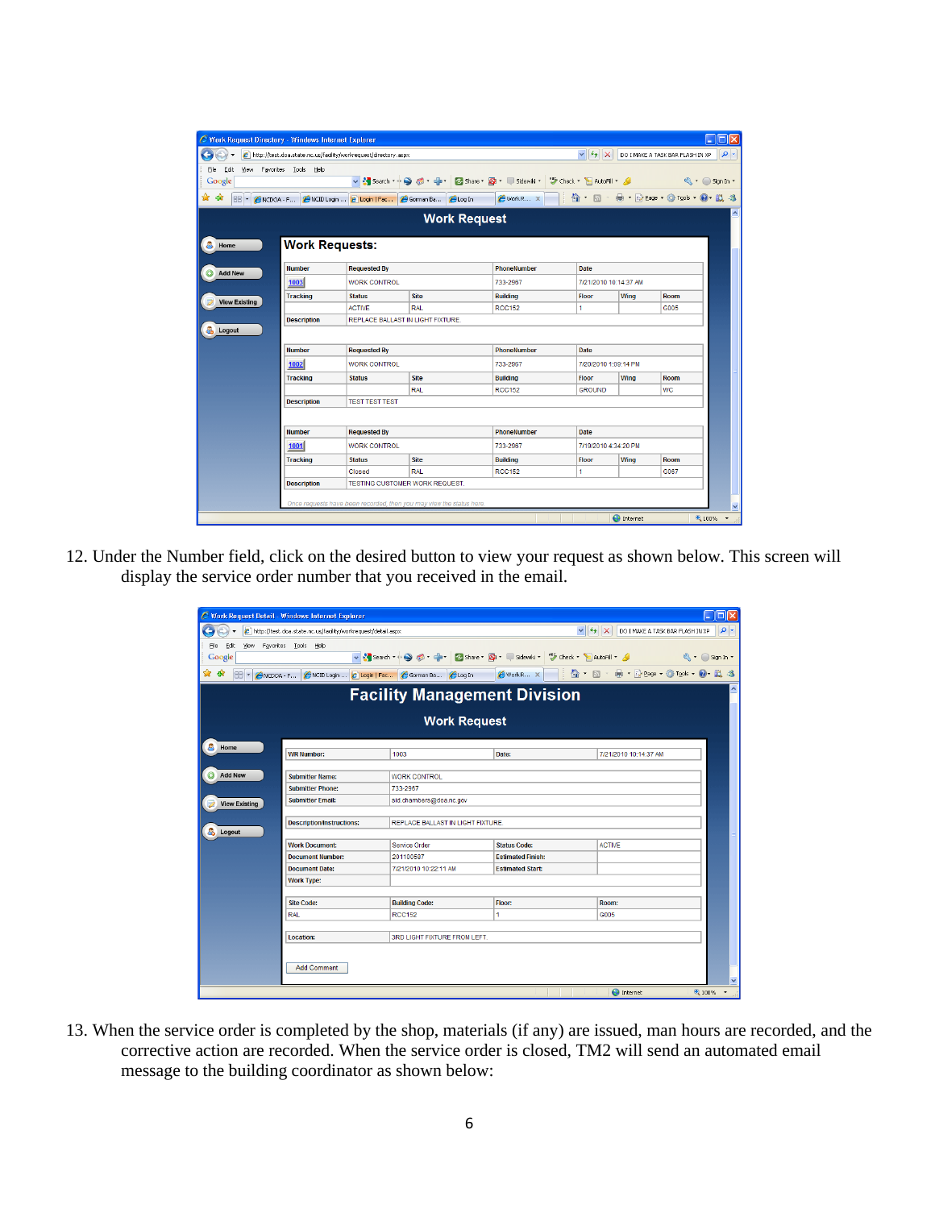12. Under the Number field, click on the desired button to view your request as shown below. This screen will display the service order number that you received in the email.

13. When the service order is completed by the shop, materials (if any) are issued, man hours are recorded, and the corrective action are recorded. When the service order is closed, TM2 will send an automated email message to the building coordinator as shown below: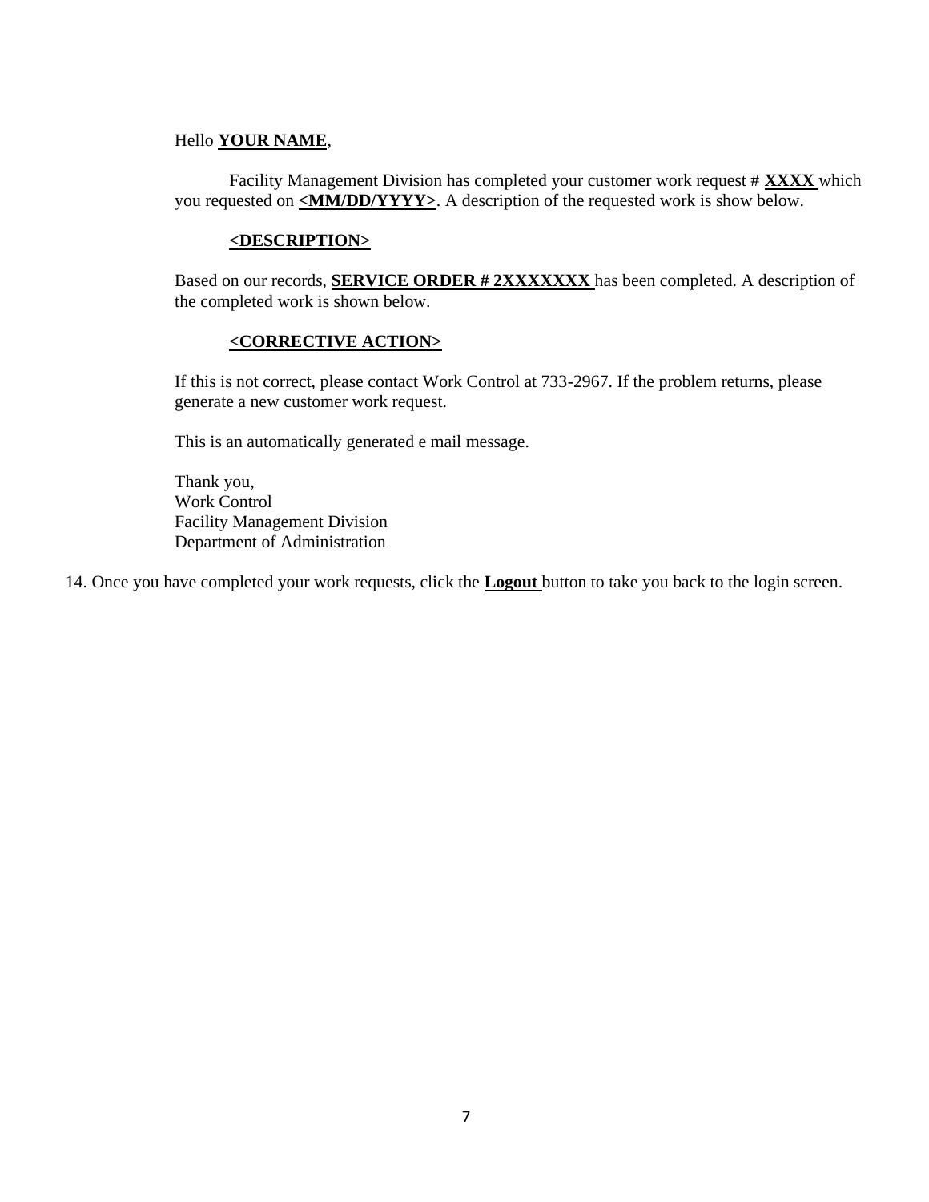Hello **YOUR NAME**,

Facility Management Division has completed your customer work request # **XXXX** which you requested on **<MM/DD/YYYY>**. A description of the requested work is show below.

**<DESCRIPTION>**

Based on our records, **SERVICE ORDER # 2XXXXXXX** has been completed. A description of the completed work is shown below.

**<CORRECTIVE ACTION>**

If this is not correct, please contact Work Control at 733-2967. If the problem returns, please generate a new customer work request.

This is an automatically generated e mail message.

Thank you,
Work Control
Facility Management Division
Department of Administration

14. Once you have completed your work requests, click the **Logout** button to take you back to the login screen.